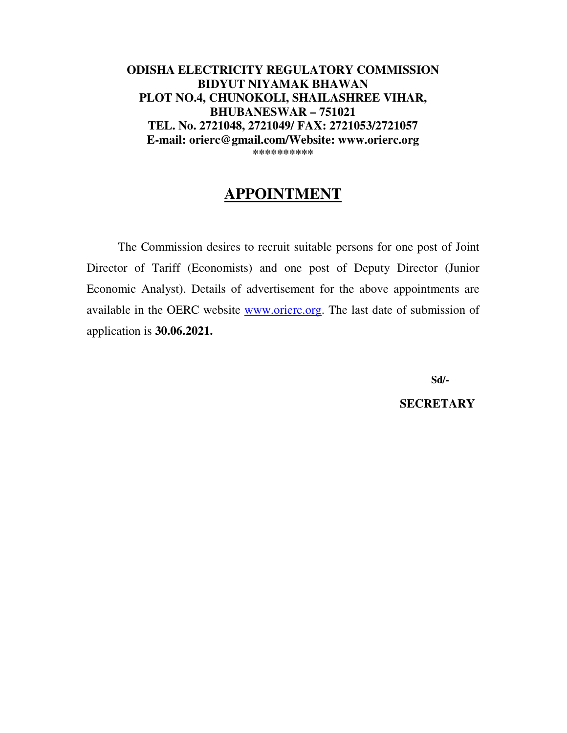**ODISHA ELECTRICITY REGULATORY COMMISSION**
**BIDYUT NIYAMAK BHAWAN**
**PLOT NO.4, CHUNOKOLI, SHAILASHREE VIHAR,**
**BHUBANESWAR – 751021**
**TEL. No. 2721048, 2721049/ FAX: 2721053/2721057**
**E-mail: orierc@gmail.com/Website: www.orierc.org**
**\*\*\*\*\*\*\*\*\***

# APPOINTMENT

The Commission desires to recruit suitable persons for one post of Joint Director of Tariff (Economists) and one post of Deputy Director (Junior Economic Analyst). Details of advertisement for the above appointments are available in the OERC website www.orierc.org. The last date of submission of application is **30.06.2021.**

**Sd/-**

**SECRETARY**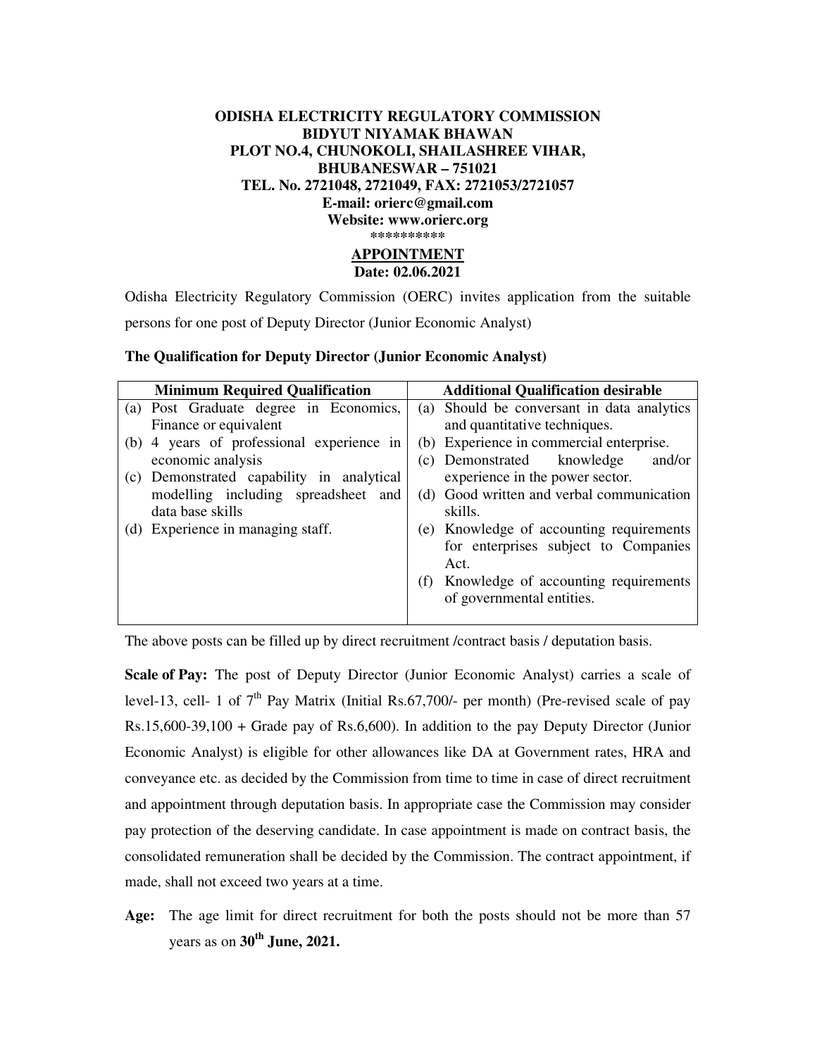**ODISHA ELECTRICITY REGULATORY COMMISSION**
**BIDYUT NIYAMAK BHAWAN**
**PLOT NO.4, CHUNOKOLI, SHAILASHREE VIHAR,**
**BHUBANESWAR – 751021**
**TEL. No. 2721048, 2721049, FAX: 2721053/2721057**
**E-mail: orierc@gmail.com**
**Website: www.orierc.org**
*********

**APPOINTMENT**
**Date: 02.06.2021**

Odisha Electricity Regulatory Commission (OERC) invites application from the suitable persons for one post of Deputy Director (Junior Economic Analyst)

**The Qualification for Deputy Director (Junior Economic Analyst)**

| Minimum Required Qualification | Additional Qualification desirable |
|---|---|
| (a) Post Graduate degree in Economics, Finance or equivalent<br>(b) 4 years of professional experience in economic analysis<br>(c) Demonstrated capability in analytical modelling including spreadsheet and data base skills<br>(d) Experience in managing staff. | (a) Should be conversant in data analytics and quantitative techniques.<br>(b) Experience in commercial enterprise.<br>(c) Demonstrated knowledge and/or experience in the power sector.<br>(d) Good written and verbal communication skills.<br>(e) Knowledge of accounting requirements for enterprises subject to Companies Act.<br>(f) Knowledge of accounting requirements of governmental entities. |

The above posts can be filled up by direct recruitment /contract basis / deputation basis.

**Scale of Pay:** The post of Deputy Director (Junior Economic Analyst) carries a scale of level-13, cell- 1 of 7th Pay Matrix (Initial Rs.67,700/- per month) (Pre-revised scale of pay Rs.15,600-39,100 + Grade pay of Rs.6,600). In addition to the pay Deputy Director (Junior Economic Analyst) is eligible for other allowances like DA at Government rates, HRA and conveyance etc. as decided by the Commission from time to time in case of direct recruitment and appointment through deputation basis. In appropriate case the Commission may consider pay protection of the deserving candidate. In case appointment is made on contract basis, the consolidated remuneration shall be decided by the Commission. The contract appointment, if made, shall not exceed two years at a time.

**Age:** The age limit for direct recruitment for both the posts should not be more than 57 years as on **30th June, 2021.**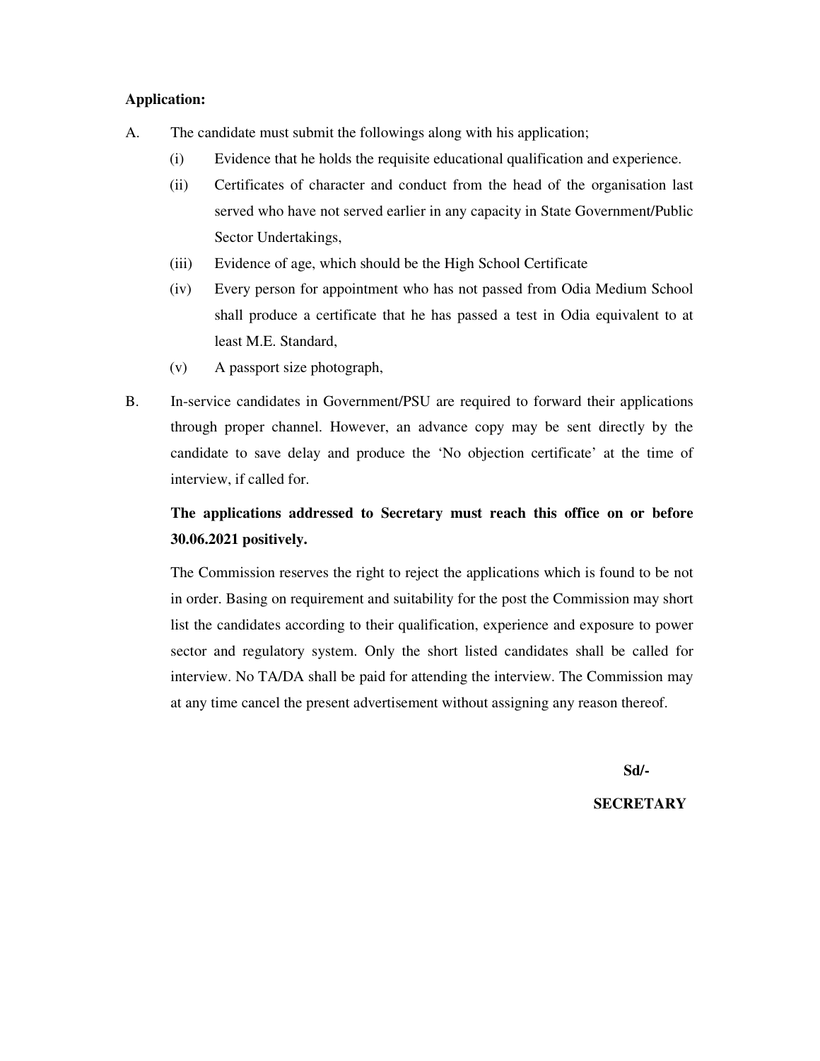**Application:**

A. The candidate must submit the followings along with his application;

 (i) Evidence that he holds the requisite educational qualification and experience.

 (ii) Certificates of character and conduct from the head of the organisation last served who have not served earlier in any capacity in State Government/Public Sector Undertakings,

 (iii) Evidence of age, which should be the High School Certificate

 (iv) Every person for appointment who has not passed from Odia Medium School shall produce a certificate that he has passed a test in Odia equivalent to at least M.E. Standard,

 (v) A passport size photograph,

B. In-service candidates in Government/PSU are required to forward their applications through proper channel. However, an advance copy may be sent directly by the candidate to save delay and produce the 'No objection certificate' at the time of interview, if called for.

**The applications addressed to Secretary must reach this office on or before 30.06.2021 positively.**

The Commission reserves the right to reject the applications which is found to be not in order. Basing on requirement and suitability for the post the Commission may short list the candidates according to their qualification, experience and exposure to power sector and regulatory system. Only the short listed candidates shall be called for interview. No TA/DA shall be paid for attending the interview. The Commission may at any time cancel the present advertisement without assigning any reason thereof.

**Sd/-**

**SECRETARY**